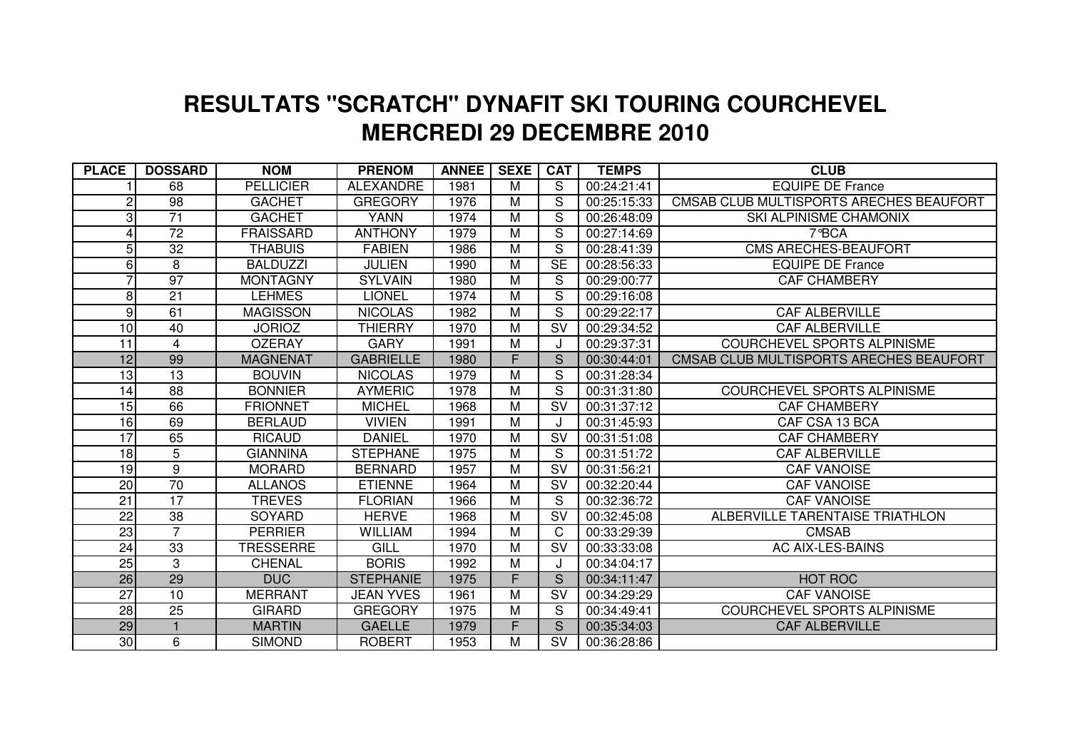# RESULTATS "SCRATCH" DYNAFIT SKI TOURING COURCHEVEL
# MERCREDI 29 DECEMBRE 2010

| PLACE | DOSSARD | NOM | PRENOM | ANNEE | SEXE | CAT | TEMPS | CLUB |
|---|---|---|---|---|---|---|---|---|
| 1 | 68 | PELLICIER | ALEXANDRE | 1981 | M | S | 00:24:21:41 | EQUIPE DE France |
| 2 | 98 | GACHET | GREGORY | 1976 | M | S | 00:25:15:33 | CMSAB CLUB MULTISPORTS ARECHES BEAUFORT |
| 3 | 71 | GACHET | YANN | 1974 | M | S | 00:26:48:09 | SKI ALPINISME CHAMONIX |
| 4 | 72 | FRAISSARD | ANTHONY | 1979 | M | S | 00:27:14:69 | 7°BCA |
| 5 | 32 | THABUIS | FABIEN | 1986 | M | S | 00:28:41:39 | CMS ARECHES-BEAUFORT |
| 6 | 8 | BALDUZZI | JULIEN | 1990 | M | SE | 00:28:56:33 | EQUIPE DE France |
| 7 | 97 | MONTAGNY | SYLVAIN | 1980 | M | S | 00:29:00:77 | CAF CHAMBERY |
| 8 | 21 | LEHMES | LIONEL | 1974 | M | S | 00:29:16:08 | |
| 9 | 61 | MAGISSON | NICOLAS | 1982 | M | S | 00:29:22:17 | CAF ALBERVILLE |
| 10 | 40 | JORIOZ | THIERRY | 1970 | M | SV | 00:29:34:52 | CAF ALBERVILLE |
| 11 | 4 | OZERAY | GARY | 1991 | M | J | 00:29:37:31 | COURCHEVEL SPORTS ALPINISME |
| 12 | 99 | MAGNENAT | GABRIELLE | 1980 | F | S | 00:30:44:01 | CMSAB CLUB MULTISPORTS ARECHES BEAUFORT |
| 13 | 13 | BOUVIN | NICOLAS | 1979 | M | S | 00:31:28:34 | |
| 14 | 88 | BONNIER | AYMERIC | 1978 | M | S | 00:31:31:80 | COURCHEVEL SPORTS ALPINISME |
| 15 | 66 | FRIONNET | MICHEL | 1968 | M | SV | 00:31:37:12 | CAF CHAMBERY |
| 16 | 69 | BERLAUD | VIVIEN | 1991 | M | J | 00:31:45:93 | CAF CSA 13 BCA |
| 17 | 65 | RICAUD | DANIEL | 1970 | M | SV | 00:31:51:08 | CAF CHAMBERY |
| 18 | 5 | GIANNINA | STEPHANE | 1975 | M | S | 00:31:51:72 | CAF ALBERVILLE |
| 19 | 9 | MORARD | BERNARD | 1957 | M | SV | 00:31:56:21 | CAF VANOISE |
| 20 | 70 | ALLANOS | ETIENNE | 1964 | M | SV | 00:32:20:44 | CAF VANOISE |
| 21 | 17 | TREVES | FLORIAN | 1966 | M | S | 00:32:36:72 | CAF VANOISE |
| 22 | 38 | SOYARD | HERVE | 1968 | M | SV | 00:32:45:08 | ALBERVILLE TARENTAISE TRIATHLON |
| 23 | 7 | PERRIER | WILLIAM | 1994 | M | C | 00:33:29:39 | CMSAB |
| 24 | 33 | TRESSERRE | GILL | 1970 | M | SV | 00:33:33:08 | AC AIX-LES-BAINS |
| 25 | 3 | CHENAL | BORIS | 1992 | M | J | 00:34:04:17 | |
| 26 | 29 | DUC | STEPHANIE | 1975 | F | S | 00:34:11:47 | HOT ROC |
| 27 | 10 | MERRANT | JEAN YVES | 1961 | M | SV | 00:34:29:29 | CAF VANOISE |
| 28 | 25 | GIRARD | GREGORY | 1975 | M | S | 00:34:49:41 | COURCHEVEL SPORTS ALPINISME |
| 29 | 1 | MARTIN | GAELLE | 1979 | F | S | 00:35:34:03 | CAF ALBERVILLE |
| 30 | 6 | SIMOND | ROBERT | 1953 | M | SV | 00:36:28:86 | |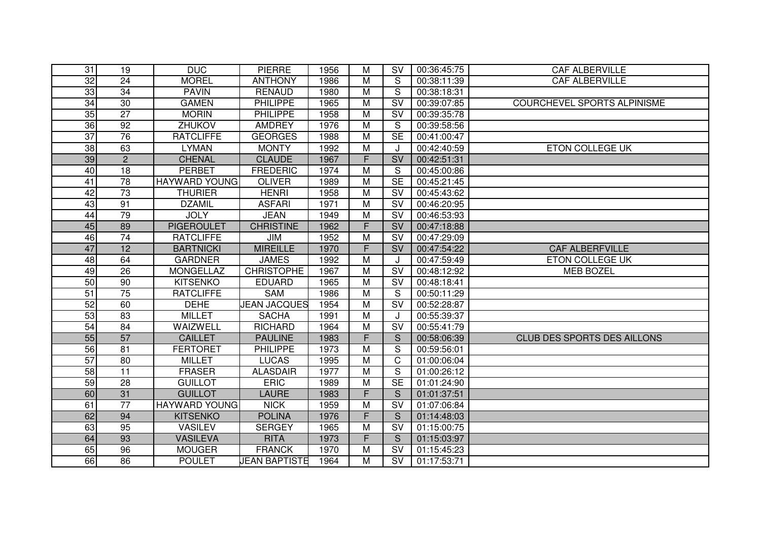| | | | | | | | | |
|---|---|---|---|---|---|---|---|---|
| 31 | 19 | DUC | PIERRE | 1956 | M | SV | 00:36:45:75 | CAF ALBERVILLE |
| 32 | 24 | MOREL | ANTHONY | 1986 | M | S | 00:38:11:39 | CAF ALBERVILLE |
| 33 | 34 | PAVIN | RENAUD | 1980 | M | S | 00:38:18:31 | |
| 34 | 30 | GAMEN | PHILIPPE | 1965 | M | SV | 00:39:07:85 | COURCHEVEL SPORTS ALPINISME |
| 35 | 27 | MORIN | PHILIPPE | 1958 | M | SV | 00:39:35:78 | |
| 36 | 92 | ZHUKOV | AMDREY | 1976 | M | S | 00:39:58:56 | |
| 37 | 76 | RATCLIFFE | GEORGES | 1988 | M | SE | 00:41:00:47 | |
| 38 | 63 | LYMAN | MONTY | 1992 | M | J | 00:42:40:59 | ETON COLLEGE UK |
| 39 | 2 | CHENAL | CLAUDE | 1967 | F | SV | 00:42:51:31 | |
| 40 | 18 | PERBET | FREDERIC | 1974 | M | S | 00:45:00:86 | |
| 41 | 78 | HAYWARD YOUNG | OLIVER | 1989 | M | SE | 00:45:21:45 | |
| 42 | 73 | THURIER | HENRI | 1958 | M | SV | 00:45:43:62 | |
| 43 | 91 | DZAMIL | ASFARI | 1971 | M | SV | 00:46:20:95 | |
| 44 | 79 | JOLY | JEAN | 1949 | M | SV | 00:46:53:93 | |
| 45 | 89 | PIGEROULET | CHRISTINE | 1962 | F | SV | 00:47:18:88 | |
| 46 | 74 | RATCLIFFE | JIM | 1952 | M | SV | 00:47:29:09 | |
| 47 | 12 | BARTNICKI | MIREILLE | 1970 | F | SV | 00:47:54:22 | CAF ALBERFVILLE |
| 48 | 64 | GARDNER | JAMES | 1992 | M | J | 00:47:59:49 | ETON COLLEGE UK |
| 49 | 26 | MONGELLAZ | CHRISTOPHE | 1967 | M | SV | 00:48:12:92 | MEB BOZEL |
| 50 | 90 | KITSENKO | EDUARD | 1965 | M | SV | 00:48:18:41 | |
| 51 | 75 | RATCLIFFE | SAM | 1986 | M | S | 00:50:11:29 | |
| 52 | 60 | DEHE | JEAN JACQUES | 1954 | M | SV | 00:52:28:87 | |
| 53 | 83 | MILLET | SACHA | 1991 | M | J | 00:55:39:37 | |
| 54 | 84 | WAIZWELL | RICHARD | 1964 | M | SV | 00:55:41:79 | |
| 55 | 57 | CAILLET | PAULINE | 1983 | F | S | 00:58:06:39 | CLUB DES SPORTS DES AILLONS |
| 56 | 81 | FERTORET | PHILIPPE | 1973 | M | S | 00:59:56:01 | |
| 57 | 80 | MILLET | LUCAS | 1995 | M | C | 01:00:06:04 | |
| 58 | 11 | FRASER | ALASDAIR | 1977 | M | S | 01:00:26:12 | |
| 59 | 28 | GUILLOT | ERIC | 1989 | M | SE | 01:01:24:90 | |
| 60 | 31 | GUILLOT | LAURE | 1983 | F | S | 01:01:37:51 | |
| 61 | 77 | HAYWARD YOUNG | NICK | 1959 | M | SV | 01:07:06:84 | |
| 62 | 94 | KITSENKO | POLINA | 1976 | F | S | 01:14:48:03 | |
| 63 | 95 | VASILEV | SERGEY | 1965 | M | SV | 01:15:00:75 | |
| 64 | 93 | VASILEVA | RITA | 1973 | F | S | 01:15:03:97 | |
| 65 | 96 | MOUGER | FRANCK | 1970 | M | SV | 01:15:45:23 | |
| 66 | 86 | POULET | JEAN BAPTISTE | 1964 | M | SV | 01:17:53:71 | |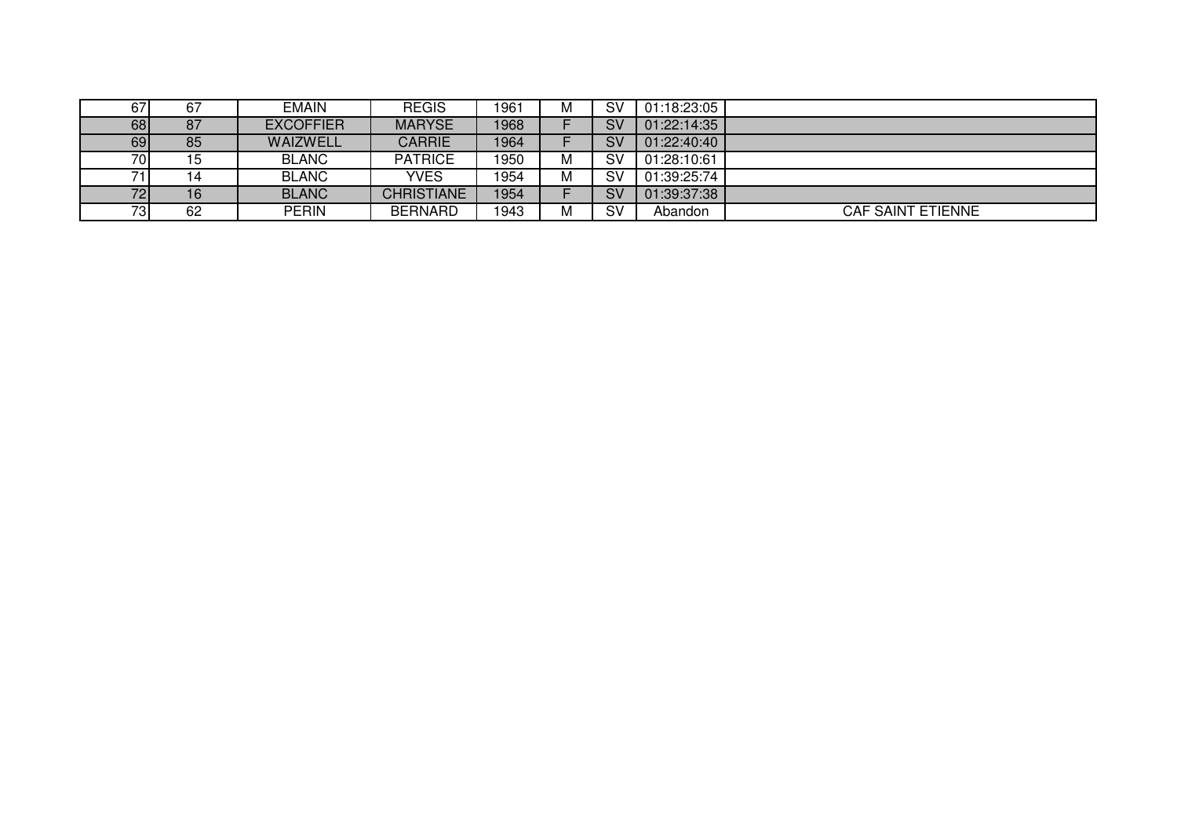| | | | | | | | | |
|---|---|---|---|---|---|---|---|---|
| 67 | 67 | EMAIN | REGIS | 1961 | M | SV | 01:18:23:05 | |
| 68 | 87 | EXCOFFIER | MARYSE | 1968 | F | SV | 01:22:14:35 | |
| 69 | 85 | WAIZWELL | CARRIE | 1964 | F | SV | 01:22:40:40 | |
| 70 | 15 | BLANC | PATRICE | 1950 | M | SV | 01:28:10:61 | |
| 71 | 14 | BLANC | YVES | 1954 | M | SV | 01:39:25:74 | |
| 72 | 16 | BLANC | CHRISTIANE | 1954 | F | SV | 01:39:37:38 | |
| 73 | 62 | PERIN | BERNARD | 1943 | M | SV | Abandon | CAF SAINT ETIENNE |